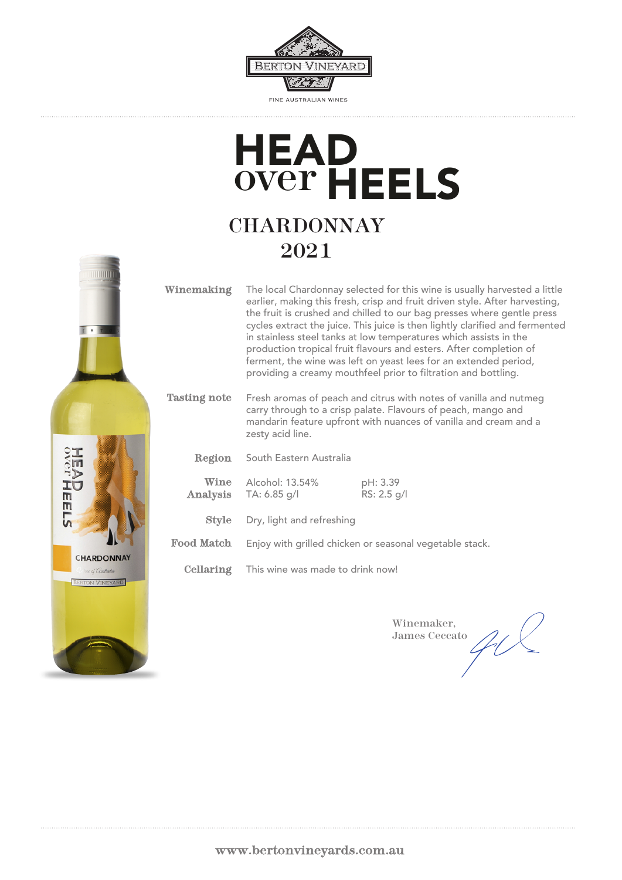BERTON VINEYARD

FINE AUSTRALIAN WINES

# HEAD over HEELS

## CHARDONNAY 2021

**Winemaking**
The local Chardonnay selected for this wine is usually harvested a little earlier, making this fresh, crisp and fruit driven style. After harvesting, the fruit is crushed and chilled to our bag presses where gentle press cycles extract the juice. This juice is then lightly clarified and fermented in stainless steel tanks at low temperatures which assists in the production tropical fruit flavours and esters. After completion of ferment, the wine was left on yeast lees for an extended period, providing a creamy mouthfeel prior to filtration and bottling.

**Tasting note**
Fresh aromas of peach and citrus with notes of vanilla and nutmeg carry through to a crisp palate. Flavours of peach, mango and mandarin feature upfront with nuances of vanilla and cream and a zesty acid line.

**Region**
South Eastern Australia

**Wine Analysis**
Alcohol: 13.54% pH: 3.39
TA: 6.85 g/l RS: 2.5 g/l

**Style**
Dry, light and refreshing

**Food Match**
Enjoy with grilled chicken or seasonal vegetable stack.

**Cellaring**
This wine was made to drink now!

Winemaker,
James Ceccato

www.bertonvineyards.com.au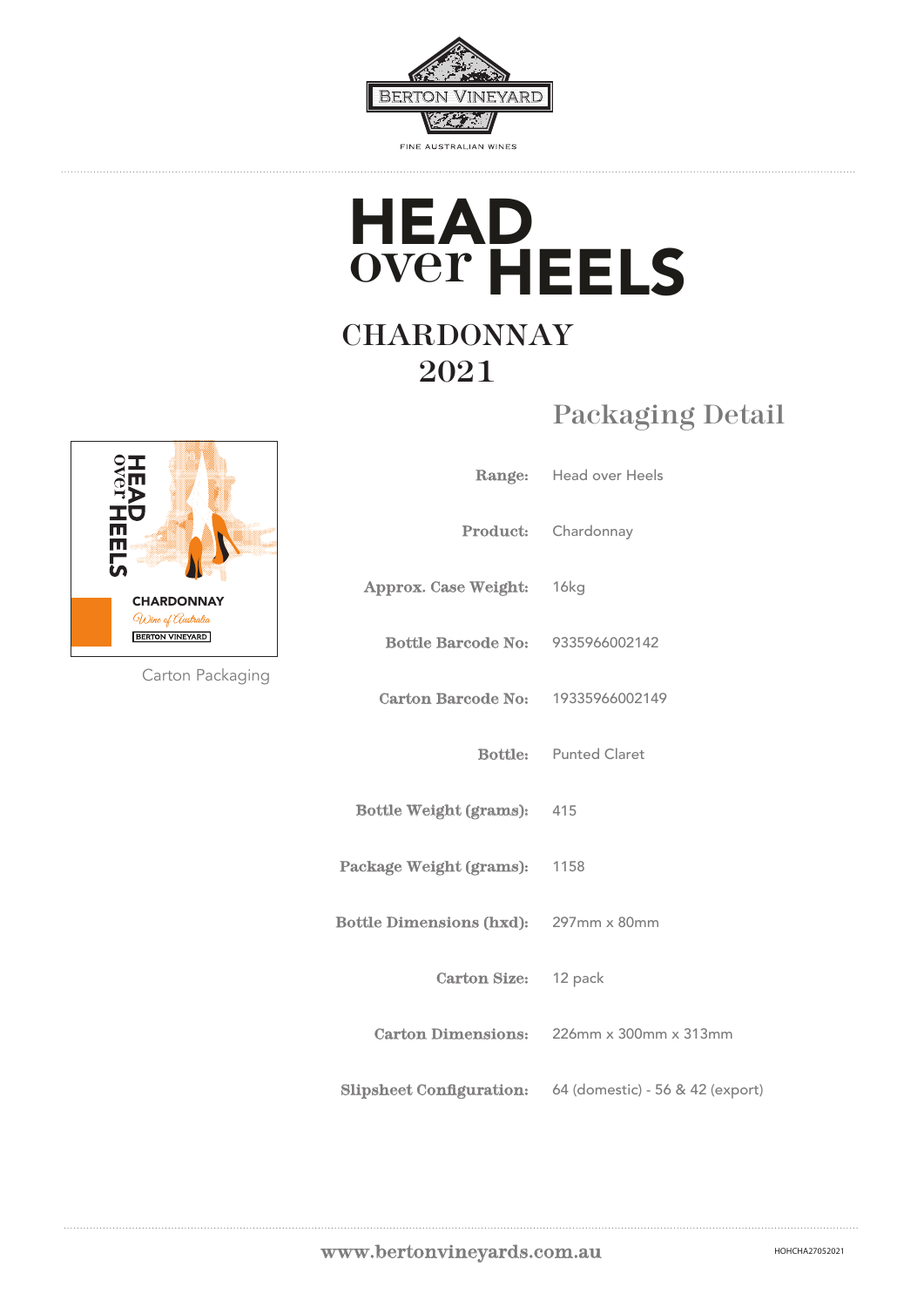BERTON VINEYARD

FINE AUSTRALIAN WINES

# HEAD over HEELS

## CHARDONNAY 2021

### Packaging Detail

| | |
|---|---|
| Range: | Head over Heels |
| Product: | Chardonnay |
| Approx. Case Weight: | 16kg |
| Bottle Barcode No: | 9335966002142 |
| Carton Barcode No: | 19335966002149 |
| Bottle: | Punted Claret |
| Bottle Weight (grams): | 415 |
| Package Weight (grams): | 1158 |
| Bottle Dimensions (hxd): | 297mm x 80mm |
| Carton Size: | 12 pack |
| Carton Dimensions: | 226mm x 300mm x 313mm |
| Slipsheet Configuration: | 64 (domestic) - 56 & 42 (export) |

HEAD over HEELS

CHARDONNAY

Wine of Australia

BERTON VINEYARD

Carton Packaging

www.bertonvineyards.com.au

HOHCHA27052021